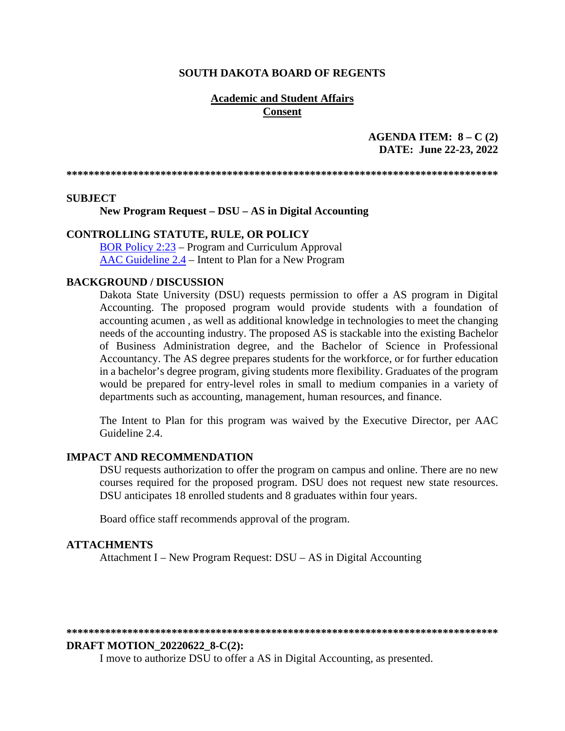**SOUTH DAKOTA BOARD OF REGENTS**

**Academic and Student Affairs**
**Consent**

**AGENDA ITEM: 8 – C (2)**
**DATE: June 22-23, 2022**

******************************************************************************

**SUBJECT**

**New Program Request – DSU – AS in Digital Accounting**

**CONTROLLING STATUTE, RULE, OR POLICY**

BOR Policy 2:23 – Program and Curriculum Approval
AAC Guideline 2.4 – Intent to Plan for a New Program

**BACKGROUND / DISCUSSION**

Dakota State University (DSU) requests permission to offer a AS program in Digital Accounting. The proposed program would provide students with a foundation of accounting acumen , as well as additional knowledge in technologies to meet the changing needs of the accounting industry. The proposed AS is stackable into the existing Bachelor of Business Administration degree, and the Bachelor of Science in Professional Accountancy. The AS degree prepares students for the workforce, or for further education in a bachelor's degree program, giving students more flexibility. Graduates of the program would be prepared for entry-level roles in small to medium companies in a variety of departments such as accounting, management, human resources, and finance.

The Intent to Plan for this program was waived by the Executive Director, per AAC Guideline 2.4.

**IMPACT AND RECOMMENDATION**

DSU requests authorization to offer the program on campus and online. There are no new courses required for the proposed program. DSU does not request new state resources. DSU anticipates 18 enrolled students and 8 graduates within four years.

Board office staff recommends approval of the program.

**ATTACHMENTS**

Attachment I – New Program Request: DSU – AS in Digital Accounting

******************************************************************************

**DRAFT MOTION_20220622_8-C(2):**

I move to authorize DSU to offer a AS in Digital Accounting, as presented.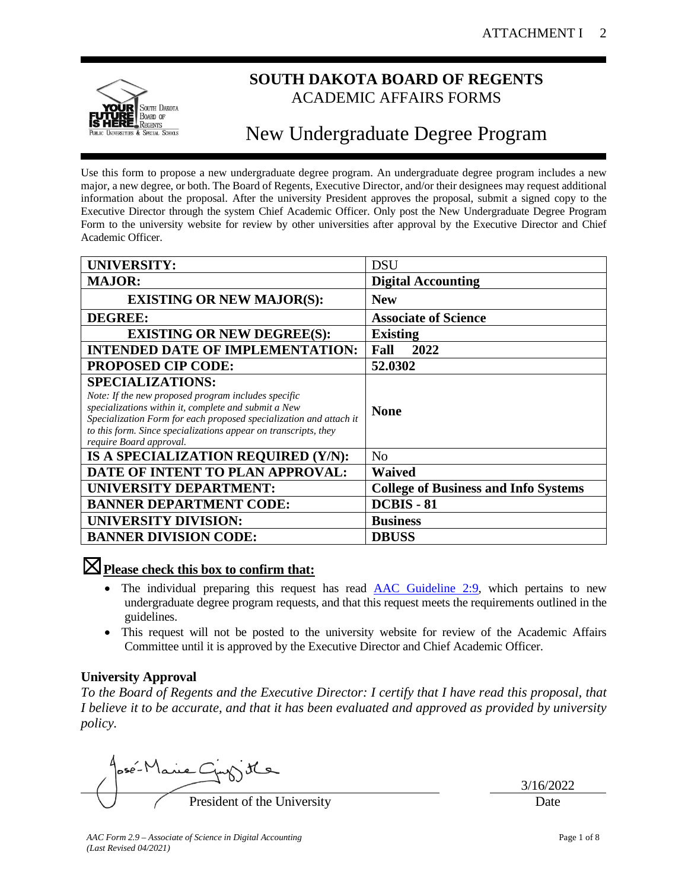# SOUTH DAKOTA BOARD OF REGENTS

## ACADEMIC AFFAIRS FORMS

# New Undergraduate Degree Program

Use this form to propose a new undergraduate degree program. An undergraduate degree program includes a new major, a new degree, or both. The Board of Regents, Executive Director, and/or their designees may request additional information about the proposal. After the university President approves the proposal, submit a signed copy to the Executive Director through the system Chief Academic Officer. Only post the New Undergraduate Degree Program Form to the university website for review by other universities after approval by the Executive Director and Chief Academic Officer.

| | |
|---|---|
| **UNIVERSITY:** | DSU |
| **MAJOR:** | **Digital Accounting** |
| **EXISTING OR NEW MAJOR(S):** | **New** |
| **DEGREE:** | **Associate of Science** |
| **EXISTING OR NEW DEGREE(S):** | **Existing** |
| **INTENDED DATE OF IMPLEMENTATION:** | **Fall 2022** |
| **PROPOSED CIP CODE:** | **52.0302** |
| **SPECIALIZATIONS:** *Note: If the new proposed program includes specific specializations within it, complete and submit a New Specialization Form for each proposed specialization and attach it to this form. Since specializations appear on transcripts, they require Board approval.* | **None** |
| **IS A SPECIALIZATION REQUIRED (Y/N):** | No |
| **DATE OF INTENT TO PLAN APPROVAL:** | **Waived** |
| **UNIVERSITY DEPARTMENT:** | **College of Business and Info Systems** |
| **BANNER DEPARTMENT CODE:** | **DCBIS - 81** |
| **UNIVERSITY DIVISION:** | **Business** |
| **BANNER DIVISION CODE:** | **DBUSS** |

☒ **Please check this box to confirm that:**

- The individual preparing this request has read AAC Guideline 2:9, which pertains to new undergraduate degree program requests, and that this request meets the requirements outlined in the guidelines.
- This request will not be posted to the university website for review of the Academic Affairs Committee until it is approved by the Executive Director and Chief Academic Officer.

**University Approval**

*To the Board of Regents and the Executive Director: I certify that I have read this proposal, that I believe it to be accurate, and that it has been evaluated and approved as provided by university policy.*

José-Marie Griffiths

President of the University

3/16/2022

Date

*AAC Form 2.9 – Associate of Science in Digital Accounting*
*(Last Revised 04/2021)*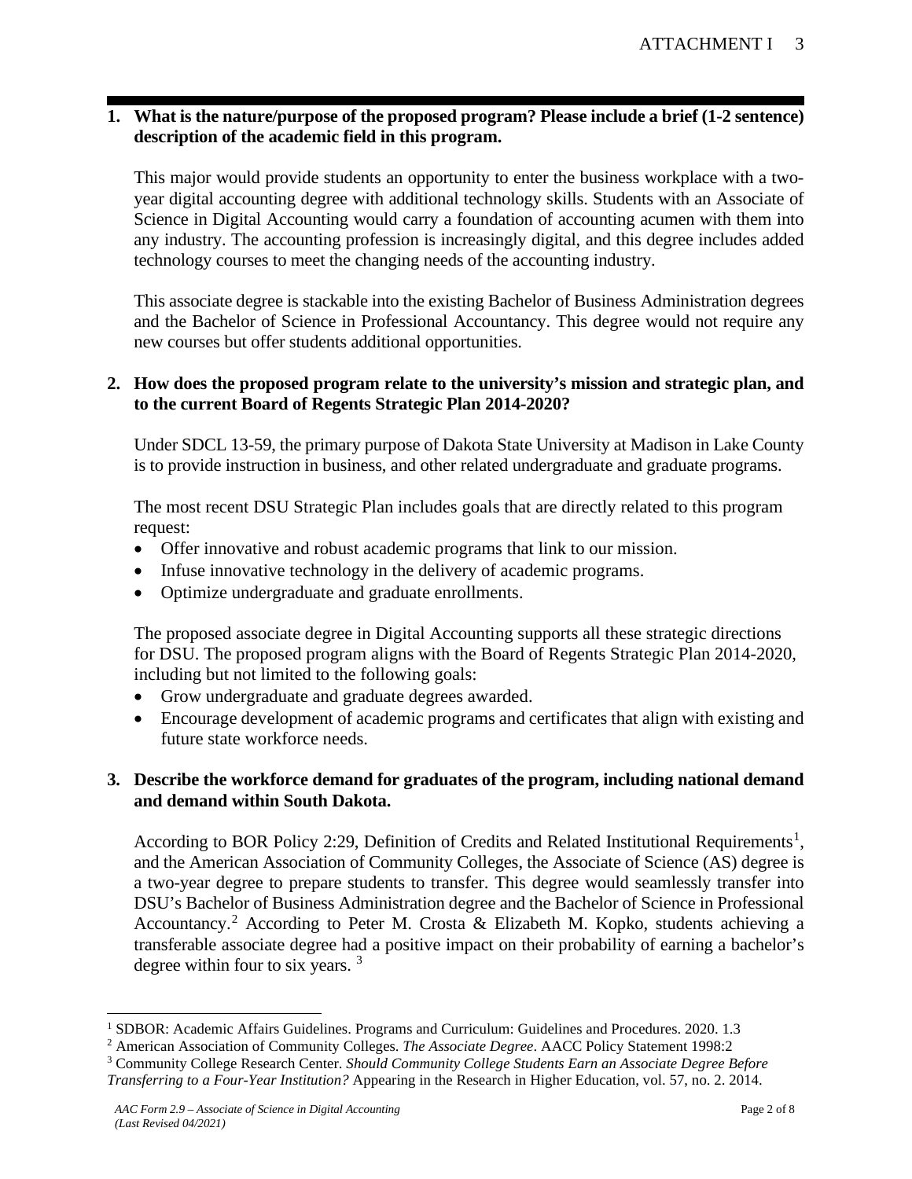**1. What is the nature/purpose of the proposed program? Please include a brief (1-2 sentence) description of the academic field in this program.**

This major would provide students an opportunity to enter the business workplace with a two-year digital accounting degree with additional technology skills. Students with an Associate of Science in Digital Accounting would carry a foundation of accounting acumen with them into any industry. The accounting profession is increasingly digital, and this degree includes added technology courses to meet the changing needs of the accounting industry.

This associate degree is stackable into the existing Bachelor of Business Administration degrees and the Bachelor of Science in Professional Accountancy. This degree would not require any new courses but offer students additional opportunities.

**2. How does the proposed program relate to the university's mission and strategic plan, and to the current Board of Regents Strategic Plan 2014-2020?**

Under SDCL 13-59, the primary purpose of Dakota State University at Madison in Lake County is to provide instruction in business, and other related undergraduate and graduate programs.

The most recent DSU Strategic Plan includes goals that are directly related to this program request:

- Offer innovative and robust academic programs that link to our mission.
- Infuse innovative technology in the delivery of academic programs.
- Optimize undergraduate and graduate enrollments.

The proposed associate degree in Digital Accounting supports all these strategic directions for DSU. The proposed program aligns with the Board of Regents Strategic Plan 2014-2020, including but not limited to the following goals:

- Grow undergraduate and graduate degrees awarded.
- Encourage development of academic programs and certificates that align with existing and future state workforce needs.

**3. Describe the workforce demand for graduates of the program, including national demand and demand within South Dakota.**

According to BOR Policy 2:29, Definition of Credits and Related Institutional Requirements[1], and the American Association of Community Colleges, the Associate of Science (AS) degree is a two-year degree to prepare students to transfer. This degree would seamlessly transfer into DSU's Bachelor of Business Administration degree and the Bachelor of Science in Professional Accountancy.[2] According to Peter M. Crosta & Elizabeth M. Kopko, students achieving a transferable associate degree had a positive impact on their probability of earning a bachelor's degree within four to six years. [3]

---

[1] SDBOR: Academic Affairs Guidelines. Programs and Curriculum: Guidelines and Procedures. 2020. 1.3

[2] American Association of Community Colleges. *The Associate Degree*. AACC Policy Statement 1998:2

[3] Community College Research Center. *Should Community College Students Earn an Associate Degree Before Transferring to a Four-Year Institution?* Appearing in the Research in Higher Education, vol. 57, no. 2. 2014.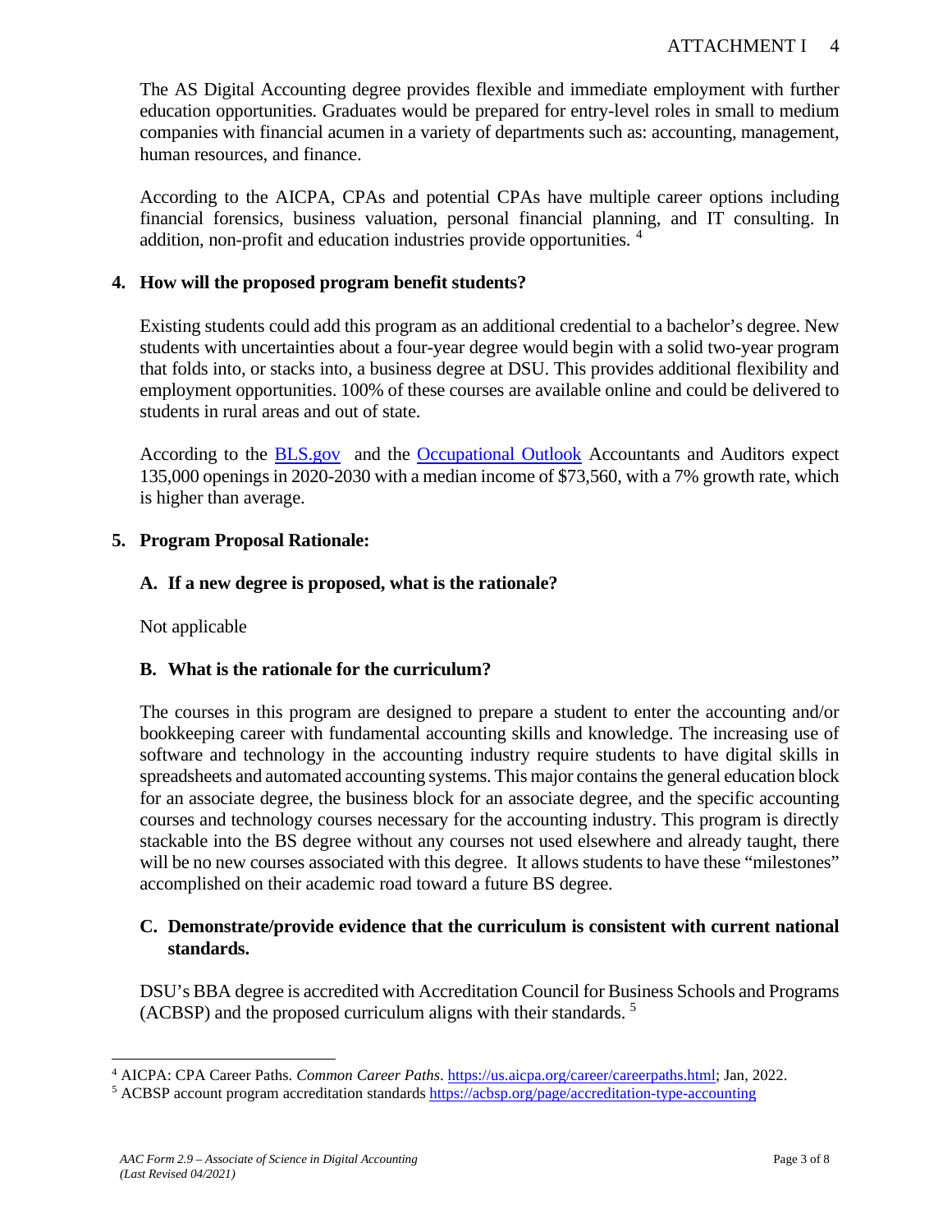The AS Digital Accounting degree provides flexible and immediate employment with further education opportunities. Graduates would be prepared for entry-level roles in small to medium companies with financial acumen in a variety of departments such as: accounting, management, human resources, and finance.

According to the AICPA, CPAs and potential CPAs have multiple career options including financial forensics, business valuation, personal financial planning, and IT consulting. In addition, non-profit and education industries provide opportunities. [4]

## 4. How will the proposed program benefit students?

Existing students could add this program as an additional credential to a bachelor's degree. New students with uncertainties about a four-year degree would begin with a solid two-year program that folds into, or stacks into, a business degree at DSU. This provides additional flexibility and employment opportunities. 100% of these courses are available online and could be delivered to students in rural areas and out of state.

According to the BLS.gov and the Occupational Outlook Accountants and Auditors expect 135,000 openings in 2020-2030 with a median income of $73,560, with a 7% growth rate, which is higher than average.

## 5. Program Proposal Rationale:

### A. If a new degree is proposed, what is the rationale?

Not applicable

### B. What is the rationale for the curriculum?

The courses in this program are designed to prepare a student to enter the accounting and/or bookkeeping career with fundamental accounting skills and knowledge. The increasing use of software and technology in the accounting industry require students to have digital skills in spreadsheets and automated accounting systems. This major contains the general education block for an associate degree, the business block for an associate degree, and the specific accounting courses and technology courses necessary for the accounting industry. This program is directly stackable into the BS degree without any courses not used elsewhere and already taught, there will be no new courses associated with this degree. It allows students to have these "milestones" accomplished on their academic road toward a future BS degree.

### C. Demonstrate/provide evidence that the curriculum is consistent with current national standards.

DSU's BBA degree is accredited with Accreditation Council for Business Schools and Programs (ACBSP) and the proposed curriculum aligns with their standards. [5]

---

[4] AICPA: CPA Career Paths. *Common Career Paths*. https://us.aicpa.org/career/careerpaths.html; Jan, 2022.

[5] ACBSP account program accreditation standards https://acbsp.org/page/accreditation-type-accounting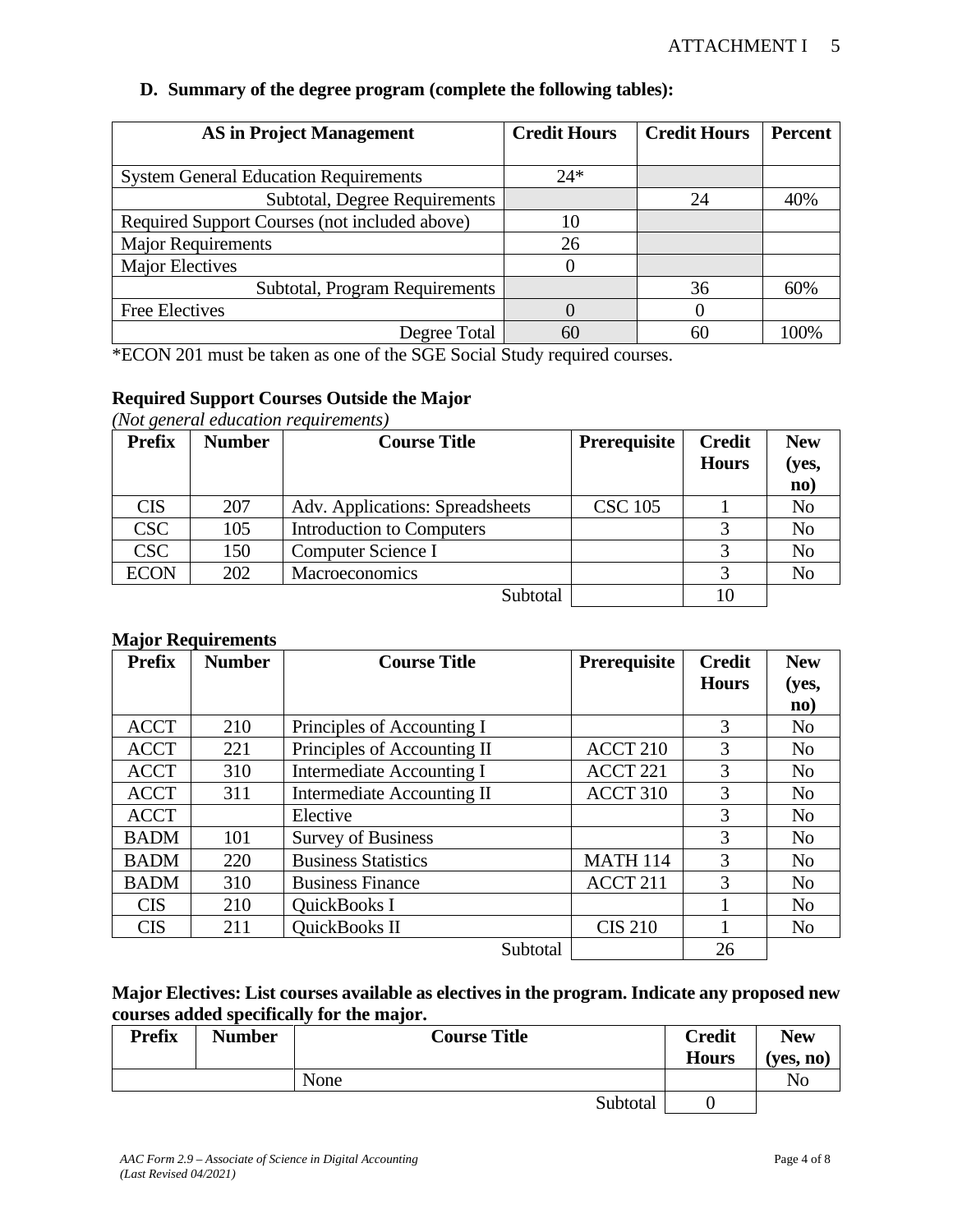### D. Summary of the degree program (complete the following tables):

| AS in Project Management | Credit Hours | Credit Hours | Percent |
|---|---|---|---|
| System General Education Requirements | 24* | | |
| Subtotal, Degree Requirements | | 24 | 40% |
| Required Support Courses (not included above) | 10 | | |
| Major Requirements | 26 | | |
| Major Electives | 0 | | |
| Subtotal, Program Requirements | | 36 | 60% |
| Free Electives | 0 | 0 | |
| Degree Total | 60 | 60 | 100% |

*ECON 201 must be taken as one of the SGE Social Study required courses.

**Required Support Courses Outside the Major**
*(Not general education requirements)*

| Prefix | Number | Course Title | Prerequisite | Credit Hours | New (yes, no) |
|---|---|---|---|---|---|
| CIS | 207 | Adv. Applications: Spreadsheets | CSC 105 | 1 | No |
| CSC | 105 | Introduction to Computers | | 3 | No |
| CSC | 150 | Computer Science I | | 3 | No |
| ECON | 202 | Macroeconomics | | 3 | No |
| | | Subtotal | | 10 | |

**Major Requirements**

| Prefix | Number | Course Title | Prerequisite | Credit Hours | New (yes, no) |
|---|---|---|---|---|---|
| ACCT | 210 | Principles of Accounting I | | 3 | No |
| ACCT | 221 | Principles of Accounting II | ACCT 210 | 3 | No |
| ACCT | 310 | Intermediate Accounting I | ACCT 221 | 3 | No |
| ACCT | 311 | Intermediate Accounting II | ACCT 310 | 3 | No |
| ACCT | | Elective | | 3 | No |
| BADM | 101 | Survey of Business | | 3 | No |
| BADM | 220 | Business Statistics | MATH 114 | 3 | No |
| BADM | 310 | Business Finance | ACCT 211 | 3 | No |
| CIS | 210 | QuickBooks I | | 1 | No |
| CIS | 211 | QuickBooks II | CIS 210 | 1 | No |
| | | Subtotal | | 26 | |

**Major Electives: List courses available as electives in the program. Indicate any proposed new courses added specifically for the major.**

| Prefix | Number | Course Title | Credit Hours | New (yes, no) |
|---|---|---|---|---|
| | | None | | No |
| | | Subtotal | 0 | |

*AAC Form 2.9 – Associate of Science in Digital Accounting*
*(Last Revised 04/2021)*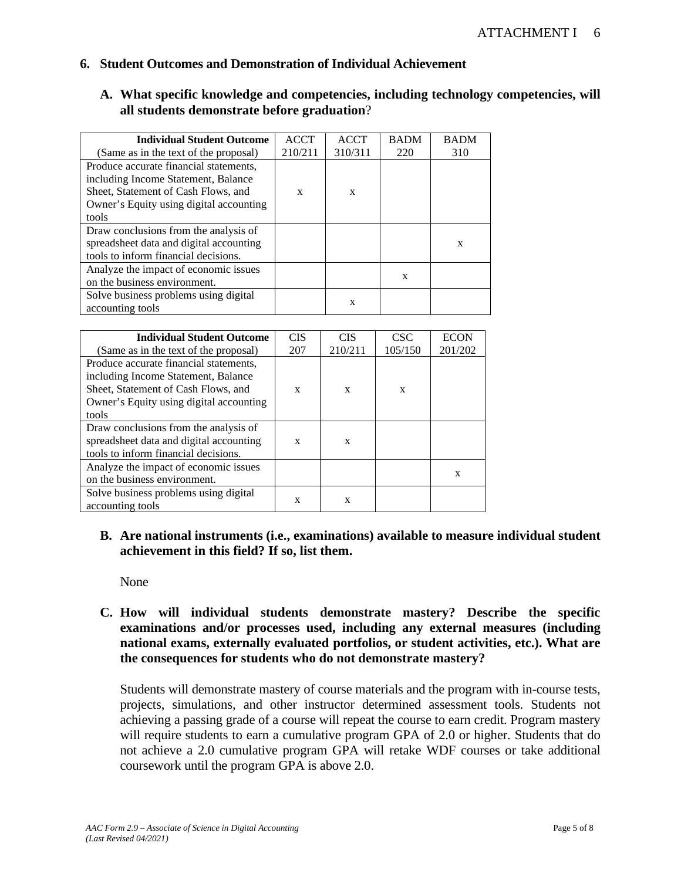## 6. Student Outcomes and Demonstration of Individual Achievement

### A. What specific knowledge and competencies, including technology competencies, will all students demonstrate before graduation?

| **Individual Student Outcome** (Same as in the text of the proposal) | ACCT 210/211 | ACCT 310/311 | BADM 220 | BADM 310 |
|---|---|---|---|---|
| Produce accurate financial statements, including Income Statement, Balance Sheet, Statement of Cash Flows, and Owner's Equity using digital accounting tools | x | x | | |
| Draw conclusions from the analysis of spreadsheet data and digital accounting tools to inform financial decisions. | | | | x |
| Analyze the impact of economic issues on the business environment. | | | x | |
| Solve business problems using digital accounting tools | | x | | |

| **Individual Student Outcome** (Same as in the text of the proposal) | CIS 207 | CIS 210/211 | CSC 105/150 | ECON 201/202 |
|---|---|---|---|---|
| Produce accurate financial statements, including Income Statement, Balance Sheet, Statement of Cash Flows, and Owner's Equity using digital accounting tools | x | x | x | |
| Draw conclusions from the analysis of spreadsheet data and digital accounting tools to inform financial decisions. | x | x | | |
| Analyze the impact of economic issues on the business environment. | | | | x |
| Solve business problems using digital accounting tools | x | x | | |

### B. Are national instruments (i.e., examinations) available to measure individual student achievement in this field? If so, list them.

None

### C. How will individual students demonstrate mastery? Describe the specific examinations and/or processes used, including any external measures (including national exams, externally evaluated portfolios, or student activities, etc.). What are the consequences for students who do not demonstrate mastery?

Students will demonstrate mastery of course materials and the program with in-course tests, projects, simulations, and other instructor determined assessment tools. Students not achieving a passing grade of a course will repeat the course to earn credit. Program mastery will require students to earn a cumulative program GPA of 2.0 or higher. Students that do not achieve a 2.0 cumulative program GPA will retake WDF courses or take additional coursework until the program GPA is above 2.0.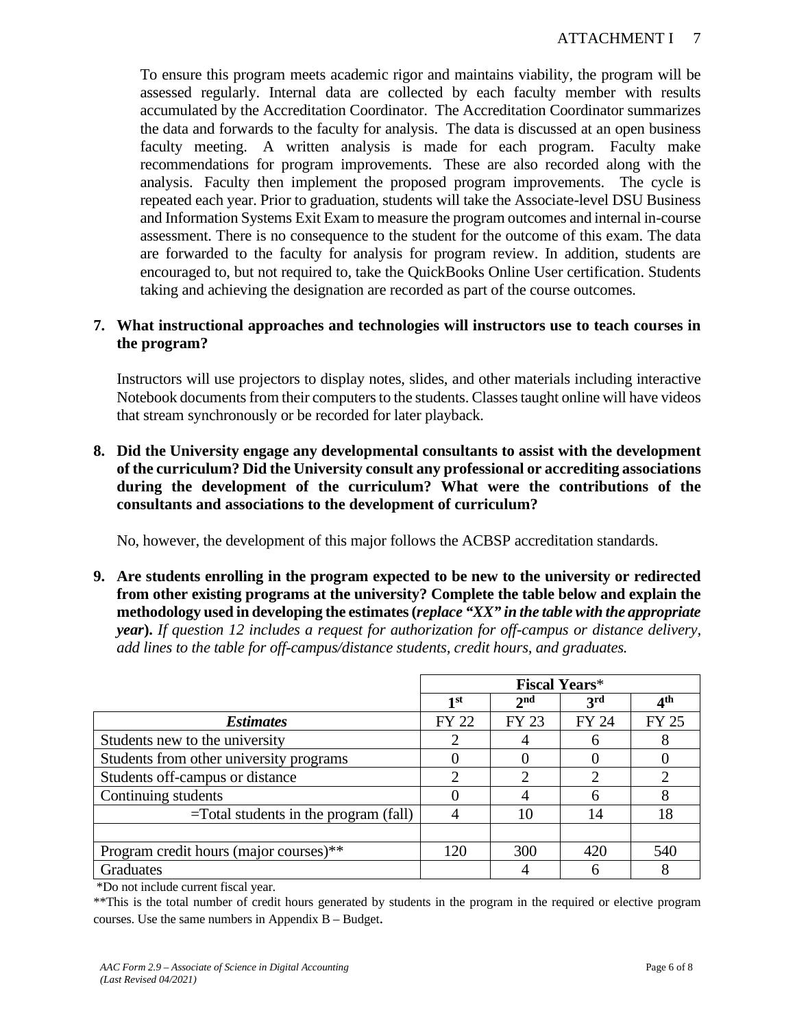To ensure this program meets academic rigor and maintains viability, the program will be assessed regularly. Internal data are collected by each faculty member with results accumulated by the Accreditation Coordinator. The Accreditation Coordinator summarizes the data and forwards to the faculty for analysis. The data is discussed at an open business faculty meeting. A written analysis is made for each program. Faculty make recommendations for program improvements. These are also recorded along with the analysis. Faculty then implement the proposed program improvements. The cycle is repeated each year. Prior to graduation, students will take the Associate-level DSU Business and Information Systems Exit Exam to measure the program outcomes and internal in-course assessment. There is no consequence to the student for the outcome of this exam. The data are forwarded to the faculty for analysis for program review. In addition, students are encouraged to, but not required to, take the QuickBooks Online User certification. Students taking and achieving the designation are recorded as part of the course outcomes.

**7. What instructional approaches and technologies will instructors use to teach courses in the program?**

Instructors will use projectors to display notes, slides, and other materials including interactive Notebook documents from their computers to the students. Classes taught online will have videos that stream synchronously or be recorded for later playback.

**8. Did the University engage any developmental consultants to assist with the development of the curriculum? Did the University consult any professional or accrediting associations during the development of the curriculum? What were the contributions of the consultants and associations to the development of curriculum?**

No, however, the development of this major follows the ACBSP accreditation standards.

**9. Are students enrolling in the program expected to be new to the university or redirected from other existing programs at the university? Complete the table below and explain the methodology used in developing the estimates (*replace "XX" in the table with the appropriate year*).** *If question 12 includes a request for authorization for off-campus or distance delivery, add lines to the table for off-campus/distance students, credit hours, and graduates.*

| | **Fiscal Years*** | | | |
|---|---|---|---|---|
| | **1st** | **2nd** | **3rd** | **4th** |
| ***Estimates*** | FY 22 | FY 23 | FY 24 | FY 25 |
| Students new to the university | 2 | 4 | 6 | 8 |
| Students from other university programs | 0 | 0 | 0 | 0 |
| Students off-campus or distance | 2 | 2 | 2 | 2 |
| Continuing students | 0 | 4 | 6 | 8 |
| =Total students in the program (fall) | 4 | 10 | 14 | 18 |
| | | | | |
| Program credit hours (major courses)** | 120 | 300 | 420 | 540 |
| Graduates | | 4 | 6 | 8 |

*Do not include current fiscal year.

**This is the total number of credit hours generated by students in the program in the required or elective program courses. Use the same numbers in Appendix B – Budget.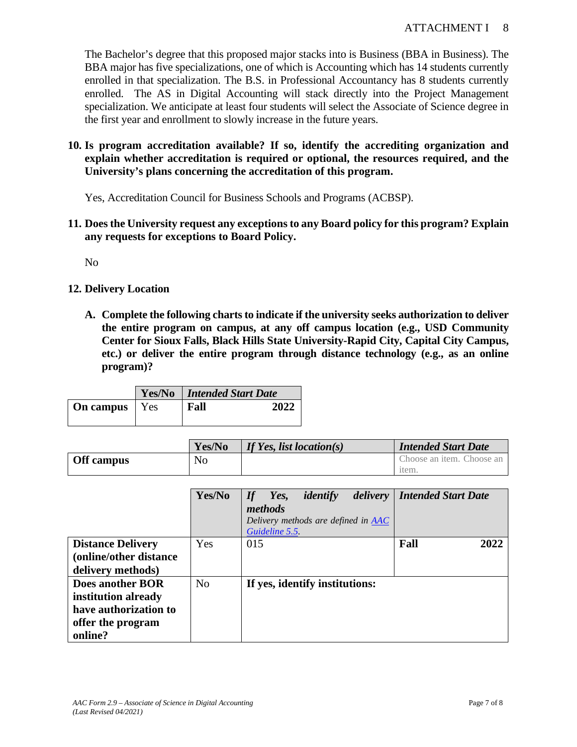The Bachelor's degree that this proposed major stacks into is Business (BBA in Business). The BBA major has five specializations, one of which is Accounting which has 14 students currently enrolled in that specialization. The B.S. in Professional Accountancy has 8 students currently enrolled. The AS in Digital Accounting will stack directly into the Project Management specialization. We anticipate at least four students will select the Associate of Science degree in the first year and enrollment to slowly increase in the future years.

**10. Is program accreditation available? If so, identify the accrediting organization and explain whether accreditation is required or optional, the resources required, and the University's plans concerning the accreditation of this program.**

Yes, Accreditation Council for Business Schools and Programs (ACBSP).

**11. Does the University request any exceptions to any Board policy for this program? Explain any requests for exceptions to Board Policy.**

No

**12. Delivery Location**

**A. Complete the following charts to indicate if the university seeks authorization to deliver the entire program on campus, at any off campus location (e.g., USD Community Center for Sioux Falls, Black Hills State University-Rapid City, Capital City Campus, etc.) or deliver the entire program through distance technology (e.g., as an online program)?**

| | **Yes/No** | ***Intended Start Date*** |
|---|---|---|
| **On campus** | Yes | **Fall 2022** |

| | **Yes/No** | ***If Yes, list location(s)*** | ***Intended Start Date*** |
|---|---|---|---|
| **Off campus** | No | | Choose an item. Choose an item. |

| | **Yes/No** | ***If Yes, identify delivery methods*** *Delivery methods are defined in [AAC Guideline 5.5](#).* | ***Intended Start Date*** |
|---|---|---|---|
| **Distance Delivery (online/other distance delivery methods)** | Yes | 015 | **Fall 2022** |
| **Does another BOR institution already have authorization to offer the program online?** | No | **If yes, identify institutions:** | |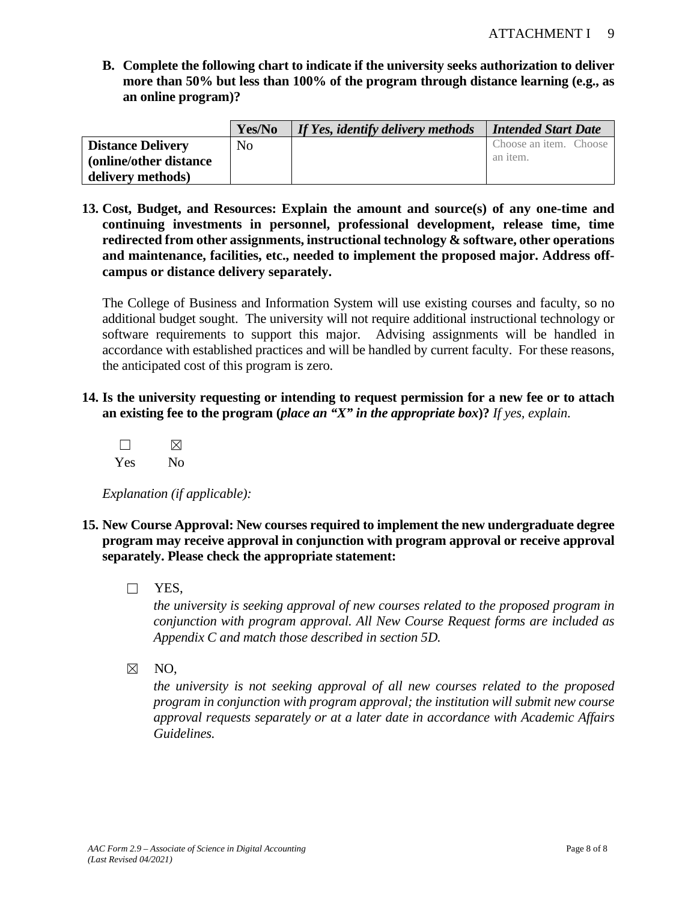**B. Complete the following chart to indicate if the university seeks authorization to deliver more than 50% but less than 100% of the program through distance learning (e.g., as an online program)?**

| | Yes/No | *If Yes, identify delivery methods* | *Intended Start Date* |
|---|---|---|---|
| **Distance Delivery (online/other distance delivery methods)** | No | | Choose an item. Choose an item. |

**13. Cost, Budget, and Resources: Explain the amount and source(s) of any one-time and continuing investments in personnel, professional development, release time, time redirected from other assignments, instructional technology & software, other operations and maintenance, facilities, etc., needed to implement the proposed major. Address off-campus or distance delivery separately.**

The College of Business and Information System will use existing courses and faculty, so no additional budget sought. The university will not require additional instructional technology or software requirements to support this major. Advising assignments will be handled in accordance with established practices and will be handled by current faculty. For these reasons, the anticipated cost of this program is zero.

**14. Is the university requesting or intending to request permission for a new fee or to attach an existing fee to the program (*place an "X" in the appropriate box*)?** *If yes, explain.*

☐ Yes ☒ No

*Explanation (if applicable):*

**15. New Course Approval: New courses required to implement the new undergraduate degree program may receive approval in conjunction with program approval or receive approval separately. Please check the appropriate statement:**

☐ YES,
*the university is seeking approval of new courses related to the proposed program in conjunction with program approval. All New Course Request forms are included as Appendix C and match those described in section 5D.*

☒ NO,
*the university is not seeking approval of all new courses related to the proposed program in conjunction with program approval; the institution will submit new course approval requests separately or at a later date in accordance with Academic Affairs Guidelines.*